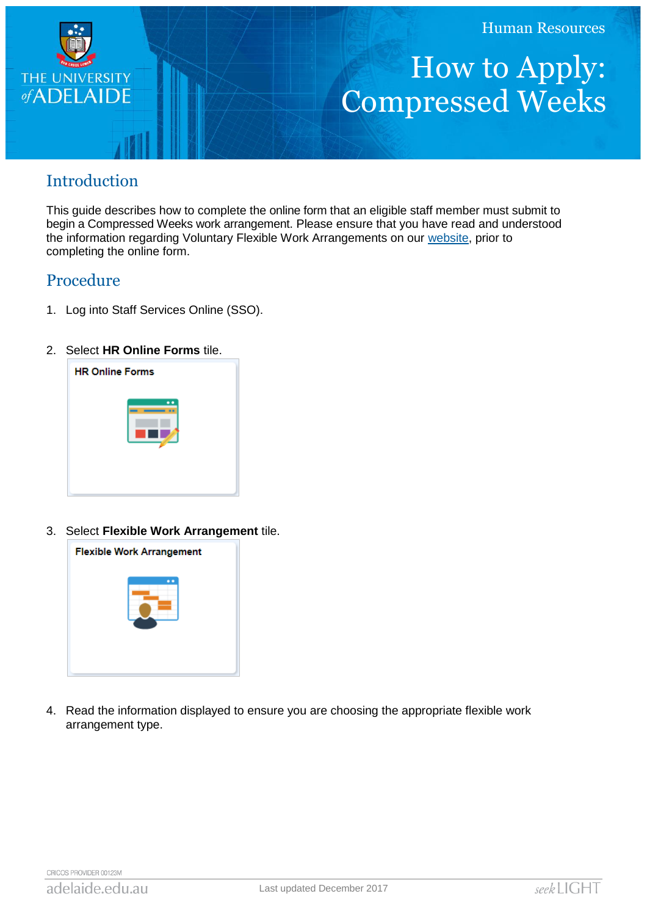Human Resources

# How to Apply: Compressed Weeks

## Introduction

This guide describes how to complete the online form that an eligible staff member must submit to begin a Compressed Weeks work arrangement. Please ensure that you have read and understood the information regarding Voluntary Flexible Work Arrangements on our website, prior to completing the online form.

## Procedure

1. Log into Staff Services Online (SSO).

2. Select **HR Online Forms** tile.

   HR Online Forms

3. Select **Flexible Work Arrangement** tile.

   Flexible Work Arrangement

4. Read the information displayed to ensure you are choosing the appropriate flexible work arrangement type.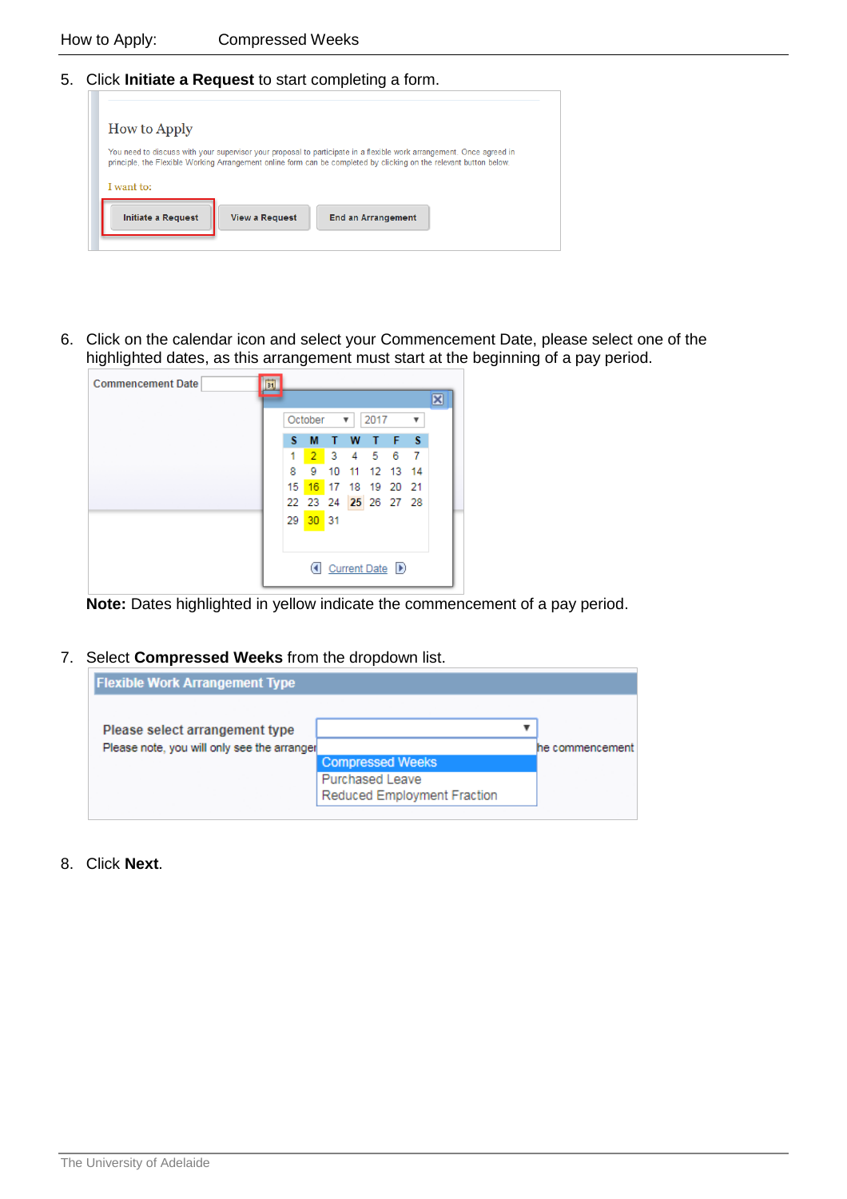5. Click **Initiate a Request** to start completing a form.

6. Click on the calendar icon and select your Commencement Date, please select one of the highlighted dates, as this arrangement must start at the beginning of a pay period.

   **Note:** Dates highlighted in yellow indicate the commencement of a pay period.

7. Select **Compressed Weeks** from the dropdown list.

8. Click **Next**.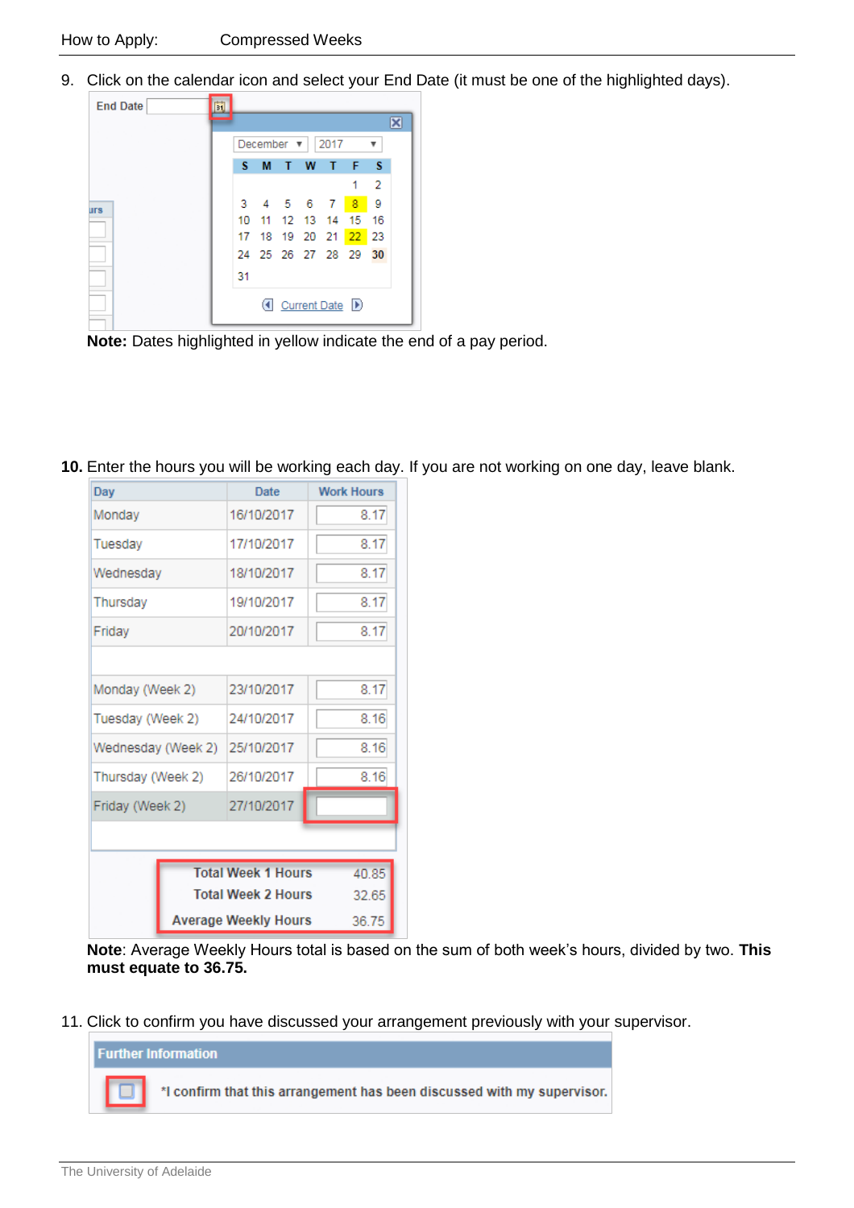9. Click on the calendar icon and select your End Date (it must be one of the highlighted days).

**Note:** Dates highlighted in yellow indicate the end of a pay period.

10. Enter the hours you will be working each day. If you are not working on one day, leave blank.

| Day | Date | Work Hours |
|---|---|---|
| Monday | 16/10/2017 | 8.17 |
| Tuesday | 17/10/2017 | 8.17 |
| Wednesday | 18/10/2017 | 8.17 |
| Thursday | 19/10/2017 | 8.17 |
| Friday | 20/10/2017 | 8.17 |
| Monday (Week 2) | 23/10/2017 | 8.17 |
| Tuesday (Week 2) | 24/10/2017 | 8.16 |
| Wednesday (Week 2) | 25/10/2017 | 8.16 |
| Thursday (Week 2) | 26/10/2017 | 8.16 |
| Friday (Week 2) | 27/10/2017 | |

| | |
|---|---|
| Total Week 1 Hours | 40.85 |
| Total Week 2 Hours | 32.65 |
| Average Weekly Hours | 36.75 |

**Note**: Average Weekly Hours total is based on the sum of both week's hours, divided by two. **This must equate to 36.75.**

11. Click to confirm you have discussed your arrangement previously with your supervisor.

**Further Information**

☐ *I confirm that this arrangement has been discussed with my supervisor.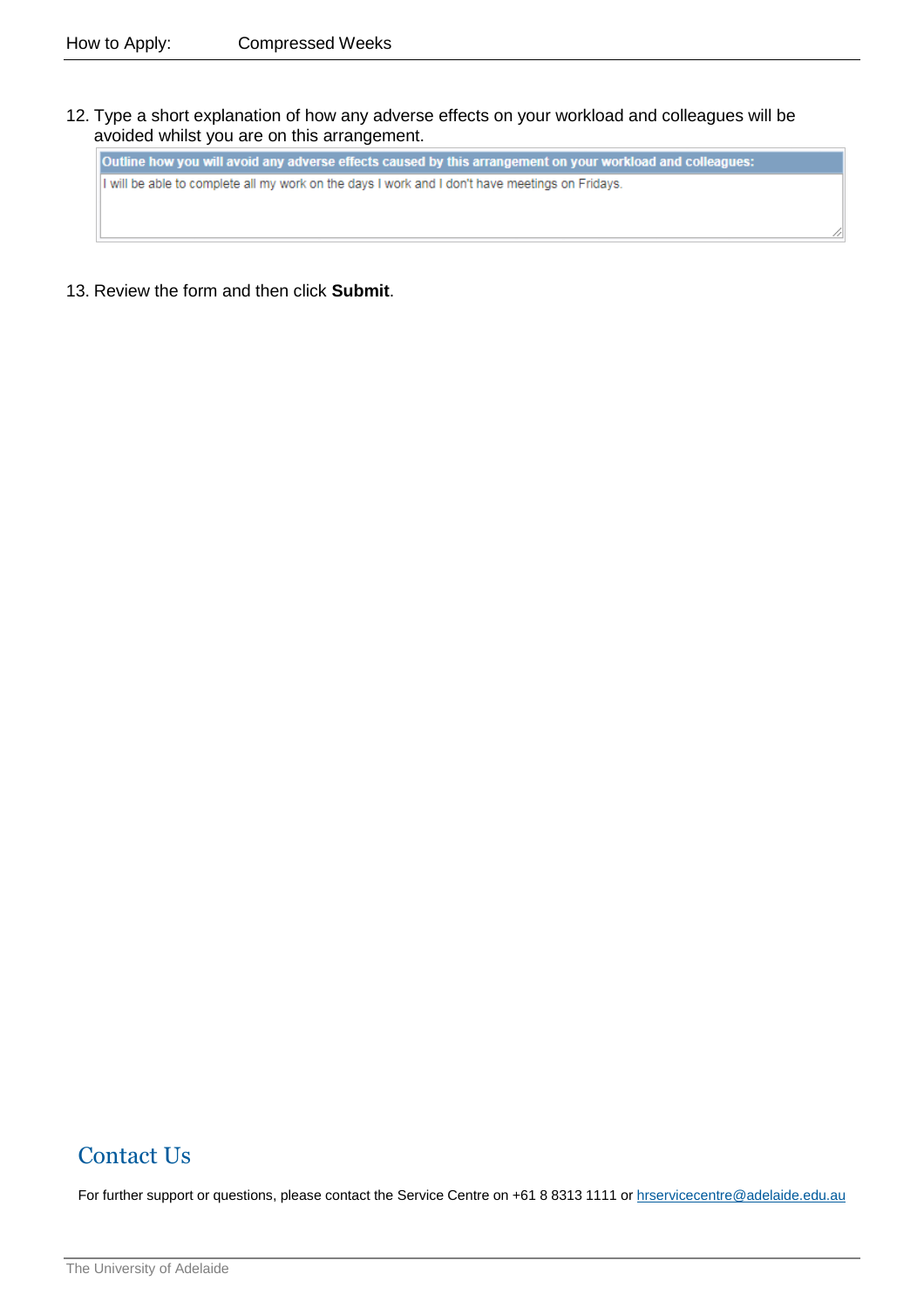12. Type a short explanation of how any adverse effects on your workload and colleagues will be avoided whilst you are on this arrangement.

| Outline how you will avoid any adverse effects caused by this arrangement on your workload and colleagues: |
| --- |
| I will be able to complete all my work on the days I work and I don't have meetings on Fridays. |

13. Review the form and then click **Submit**.

## Contact Us

For further support or questions, please contact the Service Centre on +61 8 8313 1111 or [hrservicecentre@adelaide.edu.au](mailto:hrservicecentre@adelaide.edu.au)